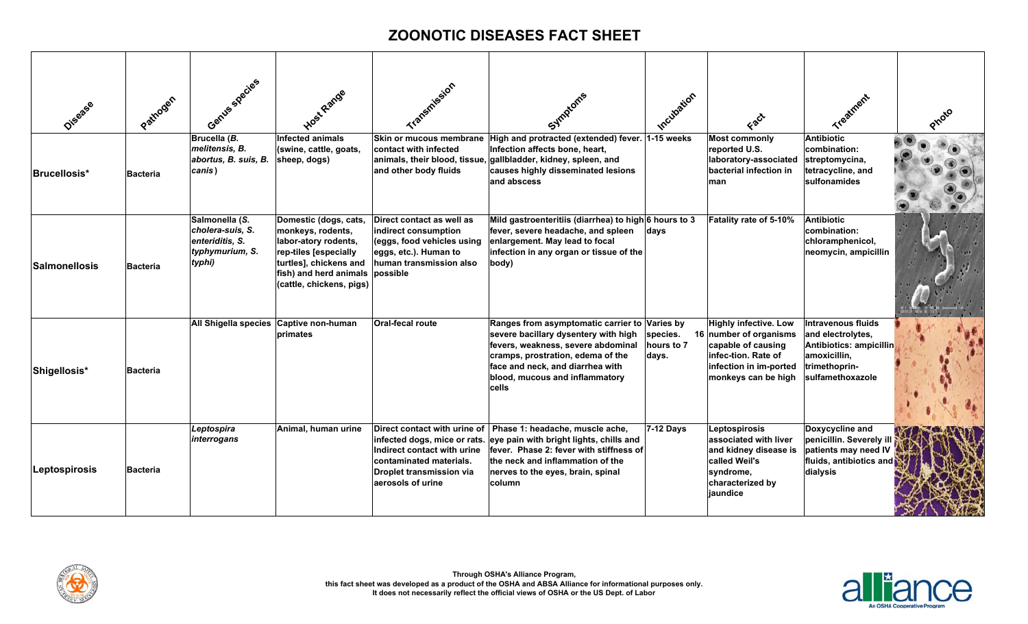# ZOONOTIC DISEASES FACT SHEET

| Disease | Pathogen | Genus species | Host Range | Transmission | Symptoms | Incubation | Fact | Treatment | Photo |
|---|---|---|---|---|---|---|---|---|---|
| **Brucellosis*** | Bacteria | Brucella (*B. melitensis, B. abortus, B. suis, B. canis*) | Infected animals (swine, cattle, goats, sheep, dogs) | Skin or mucous membrane contact with infected animals, their blood, tissue, and other body fluids | High and protracted (extended) fever. Infection affects bone, heart, gallbladder, kidney, spleen, and causes highly disseminated lesions and abscess | 1-15 weeks | Most commonly reported U.S. laboratory-associated bacterial infection in man | Antibiotic combination: streptomycina, tetracycline, and sulfonamides | |
| **Salmonellosis** | Bacteria | Salmonella (*S. cholera-suis, S. enteriditis, S. typhymurium, S. typhi*) | Domestic (dogs, cats, monkeys, rodents, labor-atory rodents, rep-tiles [especially turtles], chickens and fish) and herd animals (cattle, chickens, pigs) | Direct contact as well as indirect consumption (eggs, food vehicles using eggs, etc.). Human to human transmission also possible | Mild gastroenteritiis (diarrhea) to high fever, severe headache, and spleen enlargement. May lead to focal infection in any organ or tissue of the body) | 6 hours to 3 days | Fatality rate of 5-10% | Antibiotic combination: chloramphenicol, neomycin, ampicillin | |
| **Shigellosis*** | Bacteria | All Shigella species | Captive non-human primates | Oral-fecal route | Ranges from asymptomatic carrier to severe bacillary dysentery with high fevers, weakness, severe abdominal cramps, prostration, edema of the face and hands, and diarrhea with blood, mucous and inflammatory cells | Varies by species. 16 hours to 7 days. | Highly infective. Low number of organisms capable of causing infec-tion. Rate of infection in im-ported monkeys can be high | Intravenous fluids and electrolytes, Antibiotics: ampicillin amoxicillin, trimethoprin-sulfamethoxazole | |
| **Leptospirosis** | Bacteria | *Leptospira interrogans* | Animal, human urine | Direct contact with urine of infected dogs, mice or rats. Indirect contact with urine contaminated materials. Droplet transmission via aerosols of urine | Phase 1: headache, muscle ache, eye pain with bright lights, chills and fever. Phase 2: fever with stiffness of the neck and inflammation of the nerves to the eyes, brain, spinal column | 7-12 Days | Leptospirosis associated with liver and kidney disease is called Weil's syndrome, characterized by jaundice | Doxycycline and penicillin. Severely ill patients may need IV fluids, antibiotics and dialysis | |

Through OSHA's Alliance Program,
this fact sheet was developed as a product of the OSHA and ABSA Alliance for informational purposes only.
It does not necessarily reflect the official views of OSHA or the US Dept. of Labor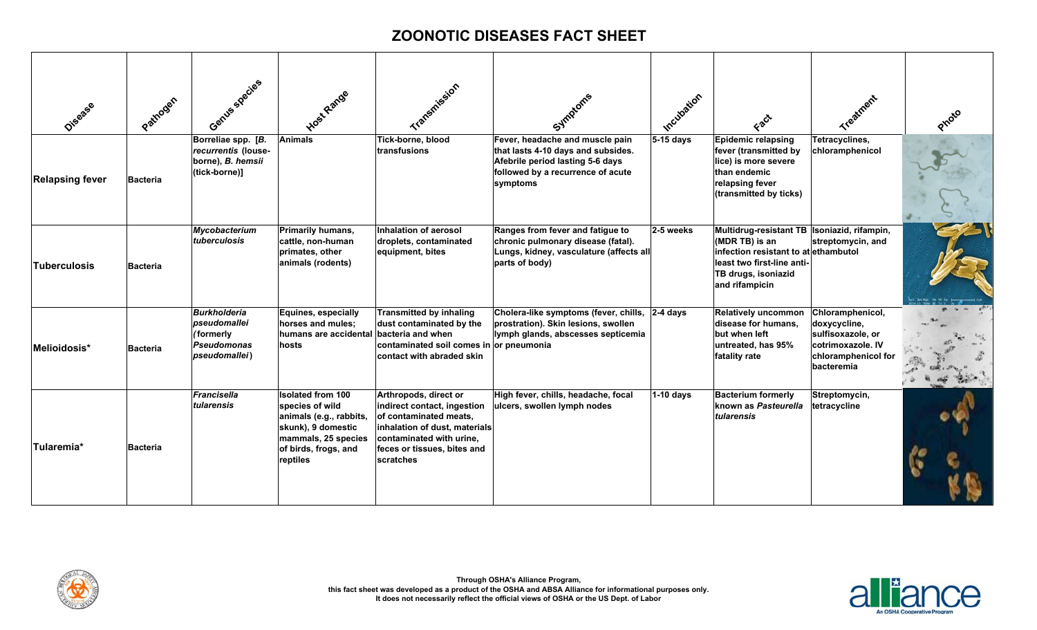# ZOONOTIC DISEASES FACT SHEET

| Disease | Pathogen | Genus species | Host Range | Transmission | Symptoms | Incubation | Fact | Treatment | Photo |
|---|---|---|---|---|---|---|---|---|---|
| Relapsing fever | Bacteria | Borreliae spp. [*B. recurrentis* (louse-borne), *B. hemsii* (tick-borne)] | Animals | Tick-borne, blood transfusions | Fever, headache and muscle pain that lasts 4-10 days and subsides. Afebrile period lasting 5-6 days followed by a recurrence of acute symptoms | 5-15 days | Epidemic relapsing fever (transmitted by lice) is more severe than endemic relapsing fever (transmitted by ticks) | Tetracyclines, chloramphenicol | |
| Tuberculosis | Bacteria | *Mycobacterium tuberculosis* | Primarily humans, cattle, non-human primates, other animals (rodents) | Inhalation of aerosol droplets, contaminated equipment, bites | Ranges from fever and fatigue to chronic pulmonary disease (fatal). Lungs, kidney, vasculature (affects all parts of body) | 2-5 weeks | Multidrug-resistant TB (MDR TB) is an infection resistant to at least two first-line anti-TB drugs, isoniazid and rifampicin | Isoniazid, rifampin, streptomycin, and ethambutol | |
| Melioidosis* | Bacteria | *Burkholderia pseudomallei* (formerly *Pseudomonas pseudomallei*) | Equines, especially horses and mules; humans are accidental hosts | Transmitted by inhaling dust contaminated by the bacteria and when contaminated soil comes in contact with abraded skin | Cholera-like symptoms (fever, chills, prostration). Skin lesions, swollen lymph glands, abscesses septicemia or pneumonia | 2-4 days | Relatively uncommon disease for humans, but when left untreated, has 95% fatality rate | Chloramphenicol, doxycycline, sulfisoxazole, or cotrimoxazole. IV chloramphenicol for bacteremia | |
| Tularemia* | Bacteria | *Francisella tularensis* | Isolated from 100 species of wild animals (e.g., rabbits, skunk), 9 domestic mammals, 25 species of birds, frogs, and reptiles | Arthropods, direct or indirect contact, ingestion of contaminated meats, inhalation of dust, materials contaminated with urine, feces or tissues, bites and scratches | High fever, chills, headache, focal ulcers, swollen lymph nodes | 1-10 days | Bacterium formerly known as *Pasteurella tularensis* | Streptomycin, tetracycline | |

Through OSHA's Alliance Program, this fact sheet was developed as a product of the OSHA and ABSA Alliance for informational purposes only. It does not necessarily reflect the official views of OSHA or the US Dept. of Labor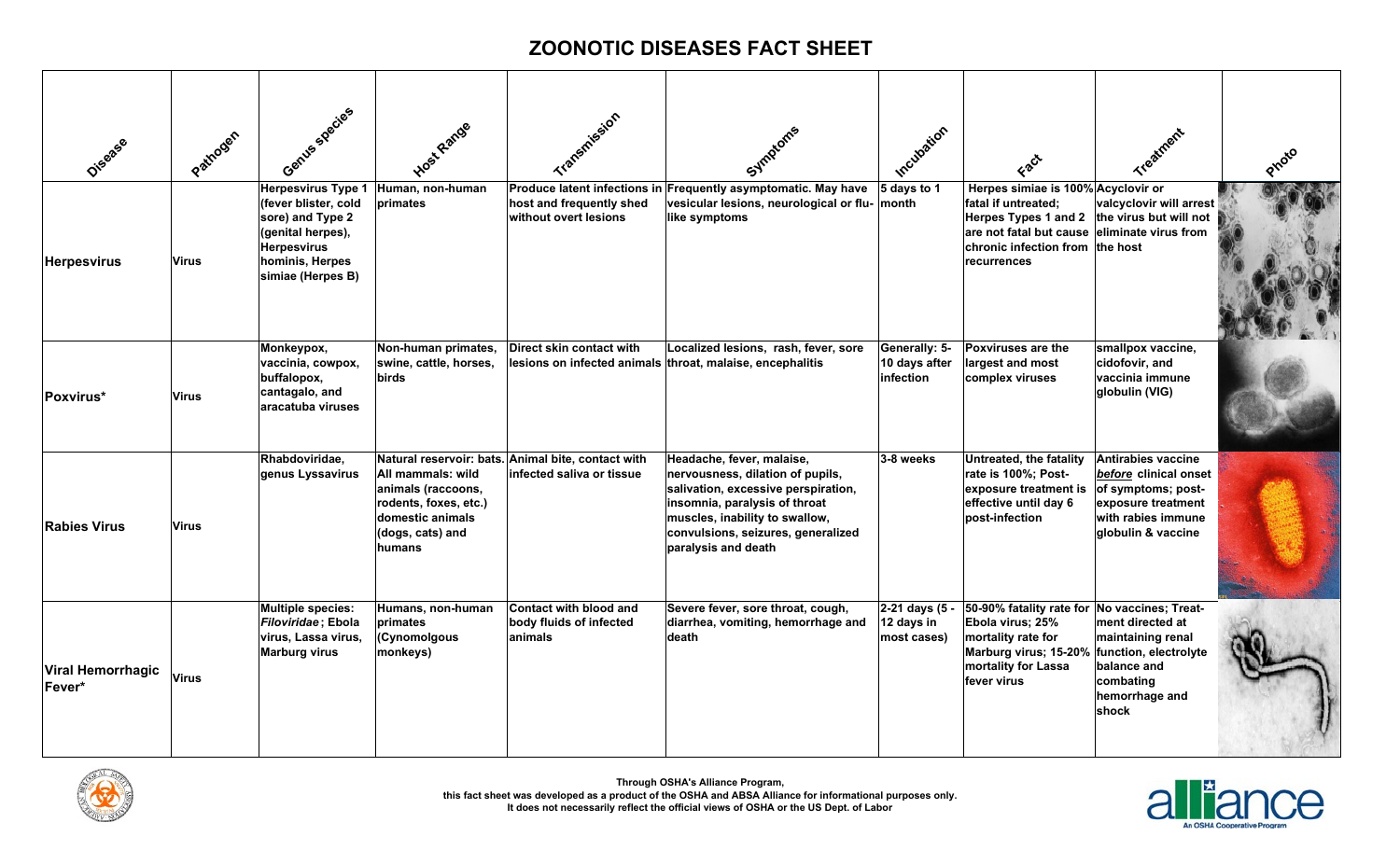# ZOONOTIC DISEASES FACT SHEET

| Disease | Pathogen | Genus species | Host Range | Transmission | Symptoms | Incubation | Fact | Treatment | Photo |
|---|---|---|---|---|---|---|---|---|---|
| **Herpesvirus** | **Virus** | **Herpesvirus Type 1 (fever blister, cold sore) and Type 2 (genital herpes), Herpesvirus hominis, Herpes simiae (Herpes B)** | **Human, non-human primates** | **Produce latent infections in host and frequently shed without overt lesions** | **Frequently asymptomatic. May have vesicular lesions, neurological or flu-like symptoms** | **5 days to 1 month** | **Herpes simiae is 100% fatal if untreated; Herpes Types 1 and 2 are not fatal but cause chronic infection from recurrences** | **Acyclovir or valcyclovir will arrest the virus but will not eliminate virus from the host** | |
| **Poxvirus*** | **Virus** | **Monkeypox, vaccinia, cowpox, buffalopox, cantagalo, and aracatuba viruses** | **Non-human primates, swine, cattle, horses, birds** | **Direct skin contact with lesions on infected animals** | **Localized lesions, rash, fever, sore throat, malaise, encephalitis** | **Generally: 5-10 days after infection** | **Poxviruses are the largest and most complex viruses** | **smallpox vaccine, cidofovir, and vaccinia immune globulin (VIG)** | |
| **Rabies Virus** | **Virus** | **Rhabdoviridae, genus Lyssavirus** | **Natural reservoir: bats. All mammals: wild animals (raccoons, rodents, foxes, etc.) domestic animals (dogs, cats) and humans** | **Animal bite, contact with infected saliva or tissue** | **Headache, fever, malaise, nervousness, dilation of pupils, salivation, excessive perspiration, insomnia, paralysis of throat muscles, inability to swallow, convulsions, seizures, generalized paralysis and death** | **3-8 weeks** | **Untreated, the fatality rate is 100%; Post-exposure treatment is effective until day 6 post-infection** | **Antirabies vaccine *before* clinical onset of symptoms; post-exposure treatment with rabies immune globulin & vaccine** | |
| **Viral Hemorrhagic Fever*** | **Virus** | **Multiple species: *Filoviridae*; Ebola virus, Lassa virus, Marburg virus** | **Humans, non-human primates (Cynomolgous monkeys)** | **Contact with blood and body fluids of infected animals** | **Severe fever, sore throat, cough, diarrhea, vomiting, hemorrhage and death** | **2-21 days (5 - 12 days in most cases)** | **50-90% fatality rate for Ebola virus; 25% mortality rate for Marburg virus; 15-20% mortality for Lassa fever virus** | **No vaccines; Treatment directed at maintaining renal function, electrolyte balance and combating hemorrhage and shock** | |

**Through OSHA's Alliance Program,**
**this fact sheet was developed as a product of the OSHA and ABSA Alliance for informational purposes only.**
**It does not necessarily reflect the official views of OSHA or the US Dept. of Labor**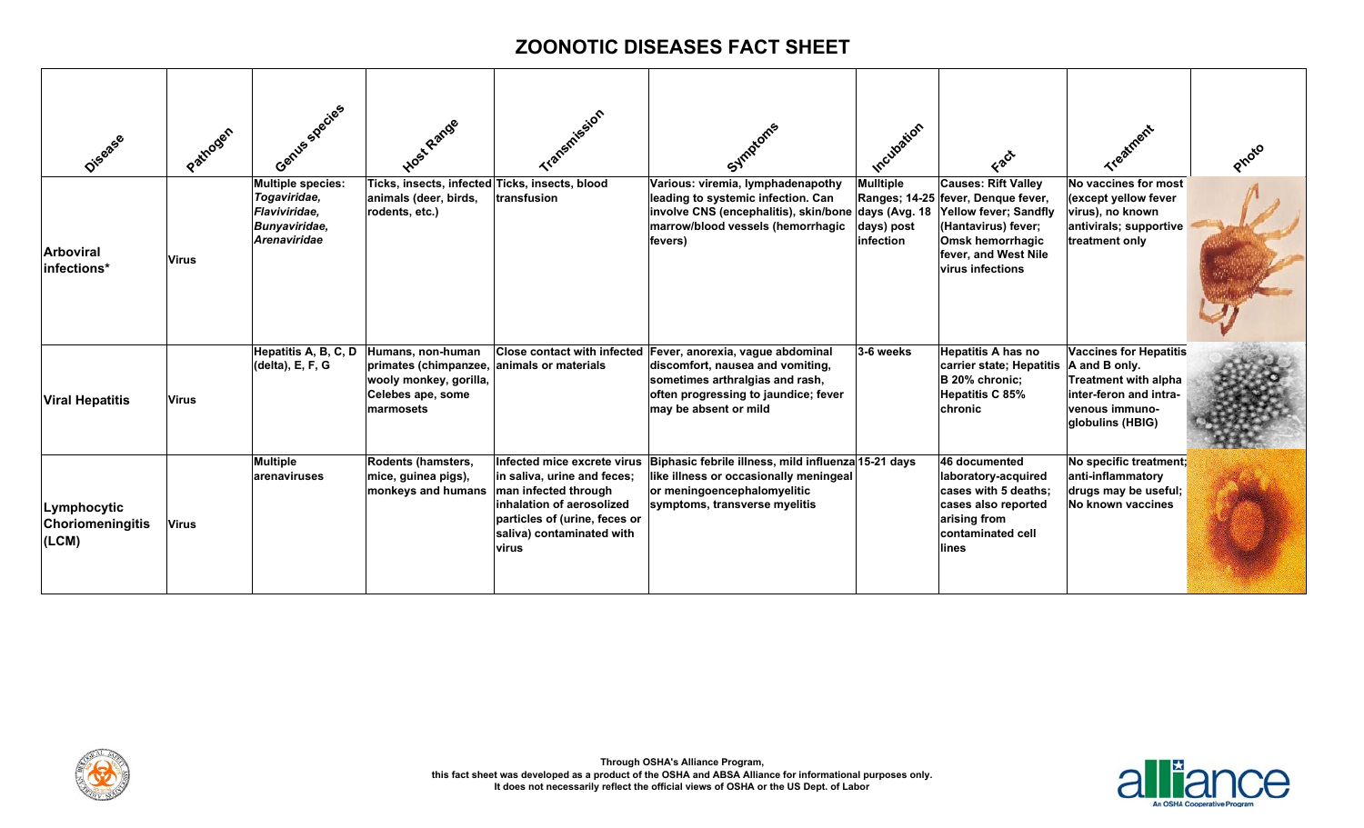# ZOONOTIC DISEASES FACT SHEET

| Disease | Pathogen | Genus species | Host Range | Transmission | Symptoms | Incubation | Fact | Treatment | Photo |
|---|---|---|---|---|---|---|---|---|---|
| Arboviral infections* | Virus | Multiple species: *Togaviridae, Flaviviridae, Bunyaviridae, Arenaviridae* | Ticks, insects, infected animals (deer, birds, rodents, etc.) | Ticks, insects, blood transfusion | Various: viremia, lymphadenapothy leading to systemic infection. Can involve CNS (encephalitis), skin/bone marrow/blood vessels (hemorrhagic fevers) | Mulltiple Ranges; 14-25 days (Avg. 18 days) post infection | Causes: Rift Valley fever, Denque fever, Yellow fever; Sandfly (Hantavirus) fever; Omsk hemorrhagic fever, and West Nile virus infections | No vaccines for most (except yellow fever virus), no known antivirals; supportive treatment only | |
| Viral Hepatitis | Virus | Hepatitis A, B, C, D (delta), E, F, G | Humans, non-human primates (chimpanzee, wooly monkey, gorilla, Celebes ape, some marmosets | Close contact with infected animals or materials | Fever, anorexia, vague abdominal discomfort, nausea and vomiting, sometimes arthralgias and rash, often progressing to jaundice; fever may be absent or mild | 3-6 weeks | Hepatitis A has no carrier state; Hepatitis B 20% chronic; Hepatitis C 85% chronic | Vaccines for Hepatitis A and B only. Treatment with alpha inter-feron and intra-venous immuno-globulins (HBIG) | |
| Lymphocytic Choriomeningitis (LCM) | Virus | Multiple arenaviruses | Rodents (hamsters, mice, guinea pigs), monkeys and humans | Infected mice excrete virus in saliva, urine and feces; man infected through inhalation of aerosolized particles of (urine, feces or saliva) contaminated with virus | Biphasic febrile illness, mild influenza like illness or occasionally meningeal or meningoencephalomyelitic symptoms, transverse myelitis | 15-21 days | 46 documented laboratory-acquired cases with 5 deaths; cases also reported arising from contaminated cell lines | No specific treatment; anti-inflammatory drugs may be useful; No known vaccines | |

Through OSHA's Alliance Program,
this fact sheet was developed as a product of the OSHA and ABSA Alliance for informational purposes only.
It does not necessarily reflect the official views of OSHA or the US Dept. of Labor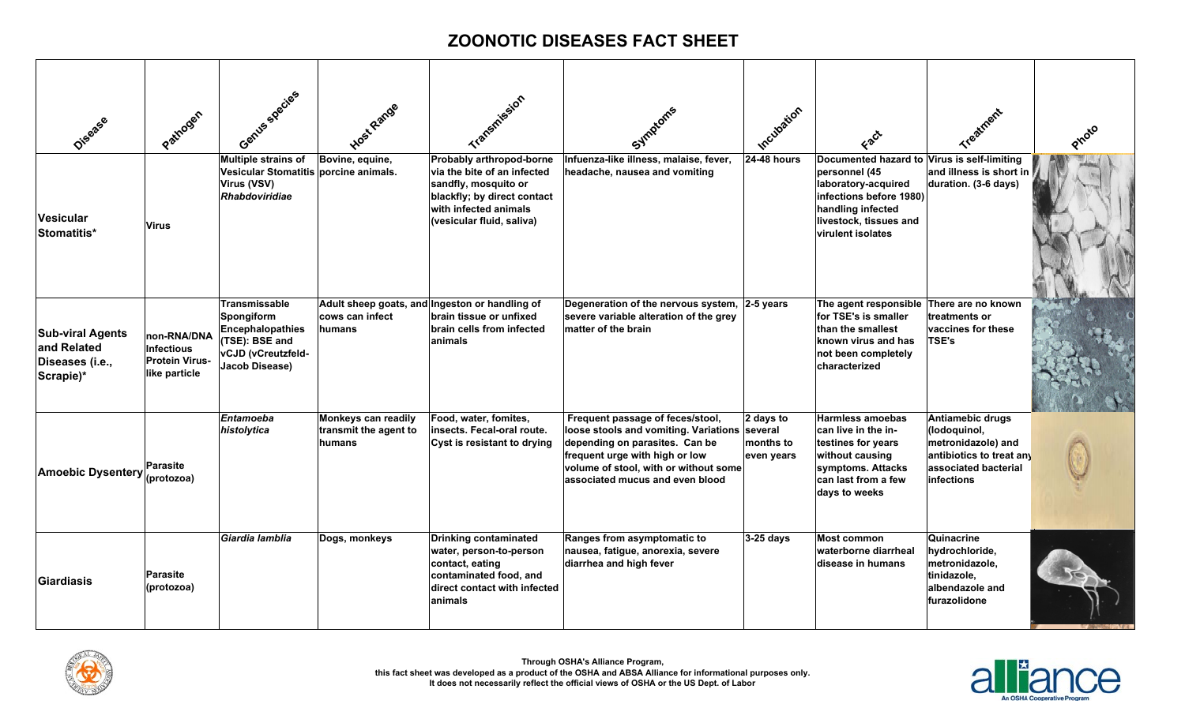# ZOONOTIC DISEASES FACT SHEET

| Disease | Pathogen | Genus species | Host Range | Transmission | Symptoms | Incubation | Fact | Treatment | Photo |
|---|---|---|---|---|---|---|---|---|---|
| **Vesicular Stomatitis*** | **Virus** | **Multiple strains of Vesicular Stomatitis Virus (VSV)** ***Rhabdoviridiae*** | **Bovine, equine, porcine animals.** | **Probably arthropod-borne via the bite of an infected sandfly, mosquito or blackfly; by direct contact with infected animals (vesicular fluid, saliva)** | **Infuenza-like illness, malaise, fever, headache, nausea and vomiting** | **24-48 hours** | **Documented hazard to personnel (45 laboratory-acquired infections before 1980) handling infected livestock, tissues and virulent isolates** | **Virus is self-limiting and illness is short in duration. (3-6 days)** | |
| **Sub-viral Agents and Related Diseases (i.e., Scrapie)*** | **non-RNA/DNA Infectious Protein Virus-like particle** | **Transmissable Spongiform Encephalopathies (TSE): BSE and vCJD (vCreutzfeld-Jacob Disease)** | **Adult sheep goats, and cows can infect humans** | **Ingeston or handling of brain tissue or unfixed brain cells from infected animals** | **Degeneration of the nervous system, severe variable alteration of the grey matter of the brain** | **2-5 years** | **The agent responsible for TSE's is smaller than the smallest known virus and has not been completely characterized** | **There are no known treatments or vaccines for these TSE's** | |
| **Amoebic Dysentery** | **Parasite (protozoa)** | ***Entamoeba histolytica*** | **Monkeys can readily transmit the agent to humans** | **Food, water, fomites, insects. Fecal-oral route. Cyst is resistant to drying** | **Frequent passage of feces/stool, loose stools and vomiting. Variations depending on parasites. Can be frequent urge with high or low volume of stool, with or without some associated mucus and even blood** | **2 days to several months to even years** | **Harmless amoebas can live in the in-testines for years without causing symptoms. Attacks can last from a few days to weeks** | **Antiamebic drugs (Iodoquinol, metronidazole) and antibiotics to treat any associated bacterial infections** | |
| **Giardiasis** | **Parasite (protozoa)** | ***Giardia lamblia*** | **Dogs, monkeys** | **Drinking contaminated water, person-to-person contact, eating contaminated food, and direct contact with infected animals** | **Ranges from asymptomatic to nausea, fatigue, anorexia, severe diarrhea and high fever** | **3-25 days** | **Most common waterborne diarrheal disease in humans** | **Quinacrine hydrochloride, metronidazole, tinidazole, albendazole and furazolidone** | |

Through OSHA's Alliance Program,
this fact sheet was developed as a product of the OSHA and ABSA Alliance for informational purposes only.
It does not necessarily reflect the official views of OSHA or the US Dept. of Labor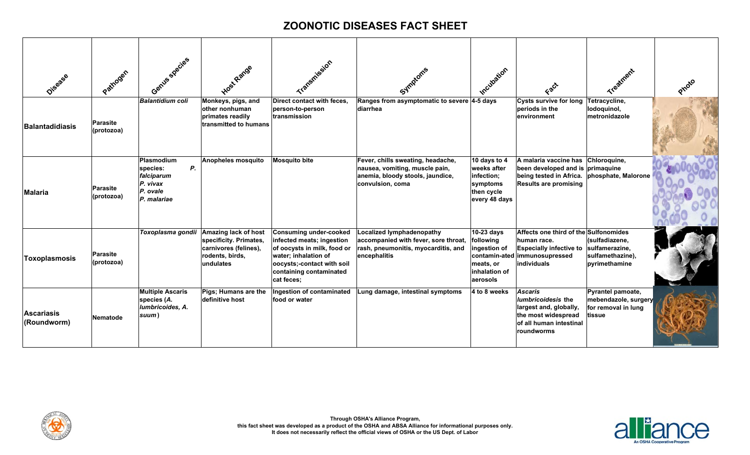# ZOONOTIC DISEASES FACT SHEET

| Disease | Pathogen | Genus species | Host Range | Transmission | Symptoms | Incubation | Fact | Treatment | Photo |
|---|---|---|---|---|---|---|---|---|---|
| **Balantadidiasis** | **Parasite (protozoa)** | ***Balantidium coli*** | **Monkeys, pigs, and other nonhuman primates readily transmitted to humans** | **Direct contact with feces, person-to-person transmission** | **Ranges from asymptomatic to severe diarrhea** | **4-5 days** | **Cysts survive for long periods in the environment** | **Tetracycline, Iodoquinol, metronidazole** | |
| **Malaria** | **Parasite (protozoa)** | **Plasmodium species: *P. falciparum* *P. vivax* *P. ovale* *P. malariae*** | **Anopheles mosquito** | **Mosquito bite** | **Fever, chills sweating, headache, nausea, vomiting, muscle pain, anemia, bloody stools, jaundice, convulsion, coma** | **10 days to 4 weeks after infection; symptoms then cycle every 48 days** | **A malaria vaccine has been developed and is being tested in Africa. Results are promising** | **Chloroquine, primaquine phosphate, Malorone** | |
| **Toxoplasmosis** | **Parasite (protozoa)** | ***Toxoplasma gondii*** | **Amazing lack of host specificity. Primates, carnivores (felines), rodents, birds, undulates** | **Consuming under-cooked infected meats; ingestion of oocysts in milk, food or water; inhalation of oocysts;-contact with soil containing contaminated cat feces;** | **Localized lymphadenopathy accompanied with fever, sore throat, rash, pneumonitis, myocarditis, and encephalitis** | **10-23 days following ingestion of contaminated meats, or inhalation of aerosols** | **Affects one third of the human race. Especially infective to immunosupressed individuals** | **Sulfonomides (sulfadiazene, sulfamerazine, sulfamethazine), pyrimethamine** | |
| **Ascariasis (Roundworm)** | **Nematode** | **Multiple Ascaris species (*A. lumbricoides, A. suum*)** | **Pigs; Humans are the definitive host** | **Ingestion of contaminated food or water** | **Lung damage, intestinal symptoms** | **4 to 8 weeks** | ***Ascaris lumbricoidesis* the largest and, globally, the most widespread of all human intestinal roundworms** | **Pyrantel pamoate, mebendazole, surgery for removal in lung tissue** | |

**Through OSHA's Alliance Program,**
**this fact sheet was developed as a product of the OSHA and ABSA Alliance for informational purposes only.**
**It does not necessarily reflect the official views of OSHA or the US Dept. of Labor**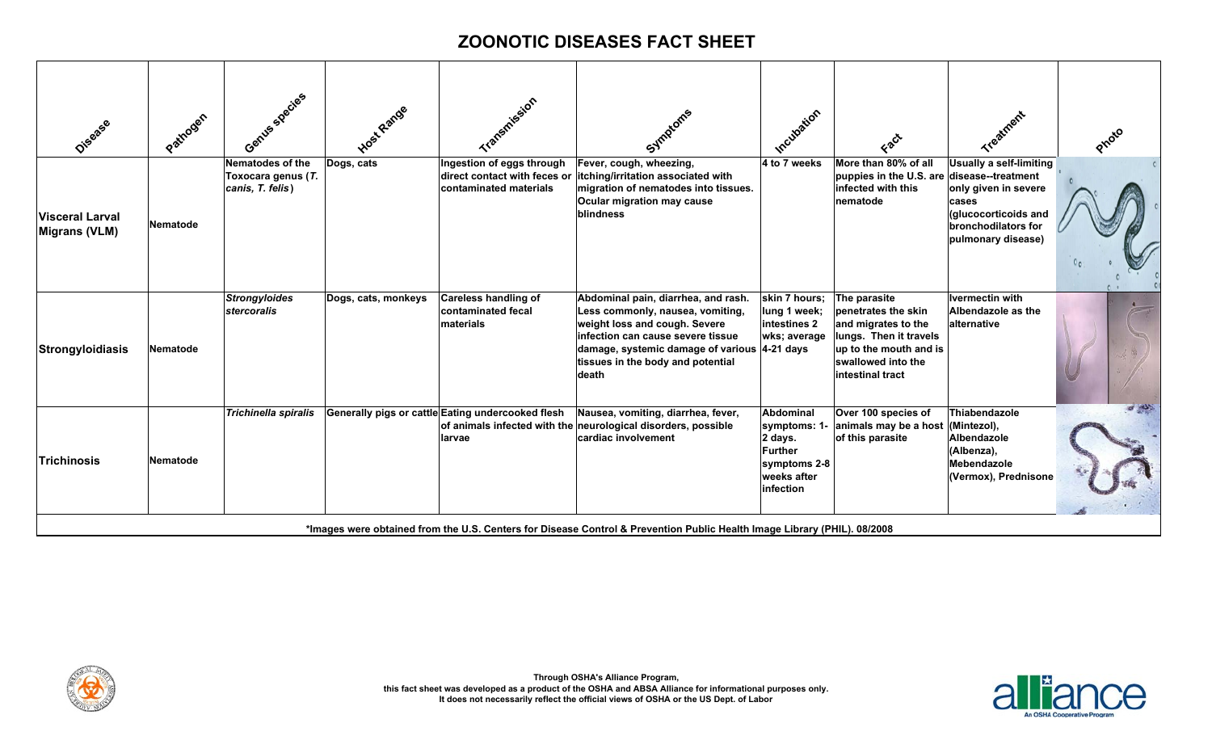# ZOONOTIC DISEASES FACT SHEET

| Disease | Pathogen | Genus species | Host Range | Transmission | Symptoms | Incubation | Fact | Treatment | Photo |
|---|---|---|---|---|---|---|---|---|---|
| **Visceral Larval Migrans (VLM)** | Nematode | Nematodes of the Toxocara genus (*T. canis, T. felis*) | Dogs, cats | Ingestion of eggs through direct contact with feces or contaminated materials | Fever, cough, wheezing, itching/irritation associated with migration of nematodes into tissues. Ocular migration may cause blindness | 4 to 7 weeks | More than 80% of all puppies in the U.S. are infected with this nematode | Usually a self-limiting disease--treatment only given in severe cases (glucocorticoids and bronchodilators for pulmonary disease) | |
| **Strongyloidiasis** | Nematode | *Strongyloides stercoralis* | Dogs, cats, monkeys | Careless handling of contaminated fecal materials | Abdominal pain, diarrhea, and rash. Less commonly, nausea, vomiting, weight loss and cough. Severe infection can cause severe tissue damage, systemic damage of various tissues in the body and potential death | skin 7 hours; lung 1 week; intestines 2 wks; average 4-21 days | The parasite penetrates the skin and migrates to the lungs. Then it travels up to the mouth and is swallowed into the intestinal tract | Ivermectin with Albendazole as the alternative | |
| **Trichinosis** | Nematode | *Trichinella spiralis* | Generally pigs or cattle | Eating undercooked flesh of animals infected with the larvae | Nausea, vomiting, diarrhea, fever, neurological disorders, possible cardiac involvement | Abdominal symptoms: 1-2 days. Further symptoms 2-8 weeks after infection | Over 100 species of animals may be a host of this parasite | Thiabendazole (Mintezol), Albendazole (Albenza), Mebendazole (Vermox), Prednisone | |

*Images were obtained from the U.S. Centers for Disease Control & Prevention Public Health Image Library (PHIL). 08/2008

Through OSHA's Alliance Program,
this fact sheet was developed as a product of the OSHA and ABSA Alliance for informational purposes only.
It does not necessarily reflect the official views of OSHA or the US Dept. of Labor